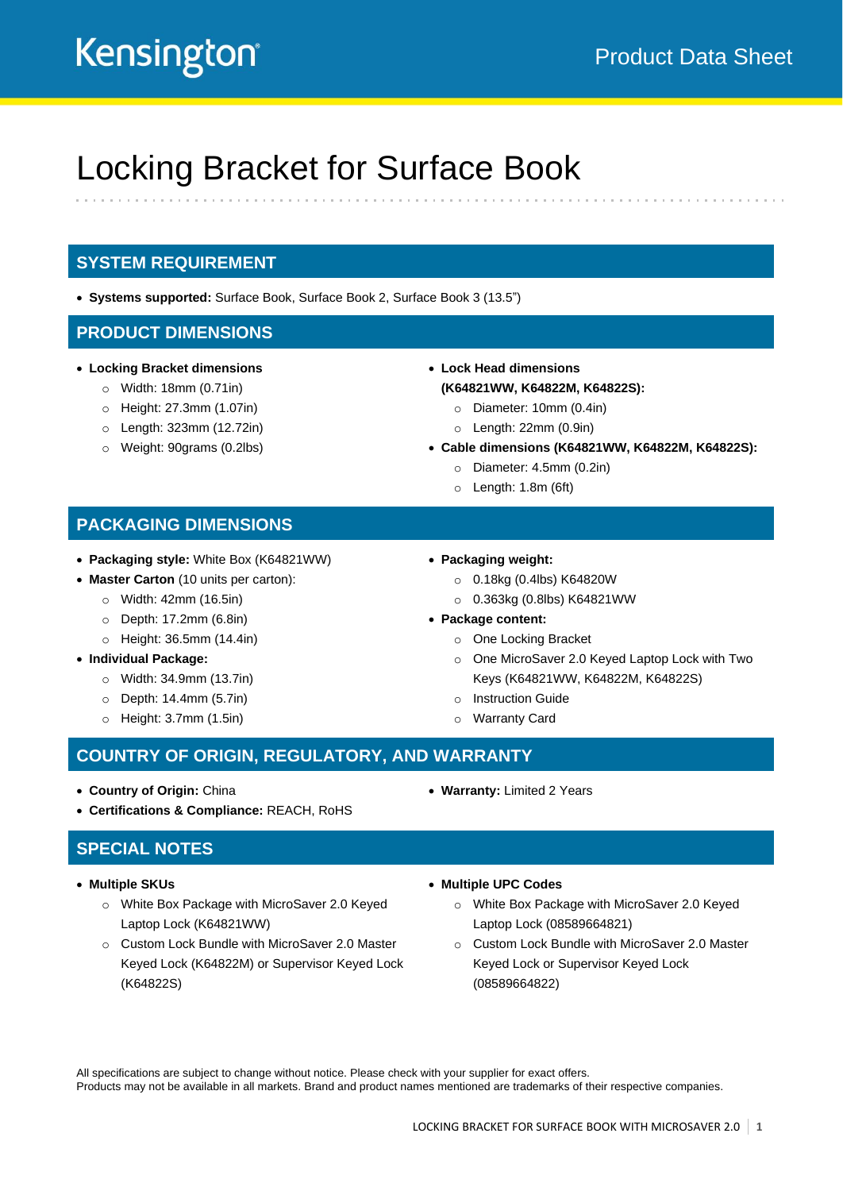Kensington

Product Data Sheet

# Locking Bracket for Surface Book

## SYSTEM REQUIREMENT

- **Systems supported:** Surface Book, Surface Book 2, Surface Book 3 (13.5")

## PRODUCT DIMENSIONS

- **Locking Bracket dimensions**
  - Width: 18mm (0.71in)
  - Height: 27.3mm (1.07in)
  - Length: 323mm (12.72in)
  - Weight: 90grams (0.2lbs)
- **Lock Head dimensions (K64821WW, K64822M, K64822S):**
  - Diameter: 10mm (0.4in)
  - Length: 22mm (0.9in)
- **Cable dimensions (K64821WW, K64822M, K64822S):**
  - Diameter: 4.5mm (0.2in)
  - Length: 1.8m (6ft)

## PACKAGING DIMENSIONS

- **Packaging style:** White Box (K64821WW)
- **Master Carton** (10 units per carton):
  - Width: 42mm (16.5in)
  - Depth: 17.2mm (6.8in)
  - Height: 36.5mm (14.4in)
- **Individual Package:**
  - Width: 34.9mm (13.7in)
  - Depth: 14.4mm (5.7in)
  - Height: 3.7mm (1.5in)
- **Packaging weight:**
  - 0.18kg (0.4lbs) K64820W
  - 0.363kg (0.8lbs) K64821WW
- **Package content:**
  - One Locking Bracket
  - One MicroSaver 2.0 Keyed Laptop Lock with Two Keys (K64821WW, K64822M, K64822S)
  - Instruction Guide
  - Warranty Card

## COUNTRY OF ORIGIN, REGULATORY, AND WARRANTY

- **Country of Origin:** China
- **Certifications & Compliance:** REACH, RoHS
- **Warranty:** Limited 2 Years

## SPECIAL NOTES

- **Multiple SKUs**
  - White Box Package with MicroSaver 2.0 Keyed Laptop Lock (K64821WW)
  - Custom Lock Bundle with MicroSaver 2.0 Master Keyed Lock (K64822M) or Supervisor Keyed Lock (K64822S)
- **Multiple UPC Codes**
  - White Box Package with MicroSaver 2.0 Keyed Laptop Lock (08589664821)
  - Custom Lock Bundle with MicroSaver 2.0 Master Keyed Lock or Supervisor Keyed Lock (08589664822)

All specifications are subject to change without notice. Please check with your supplier for exact offers.
Products may not be available in all markets. Brand and product names mentioned are trademarks of their respective companies.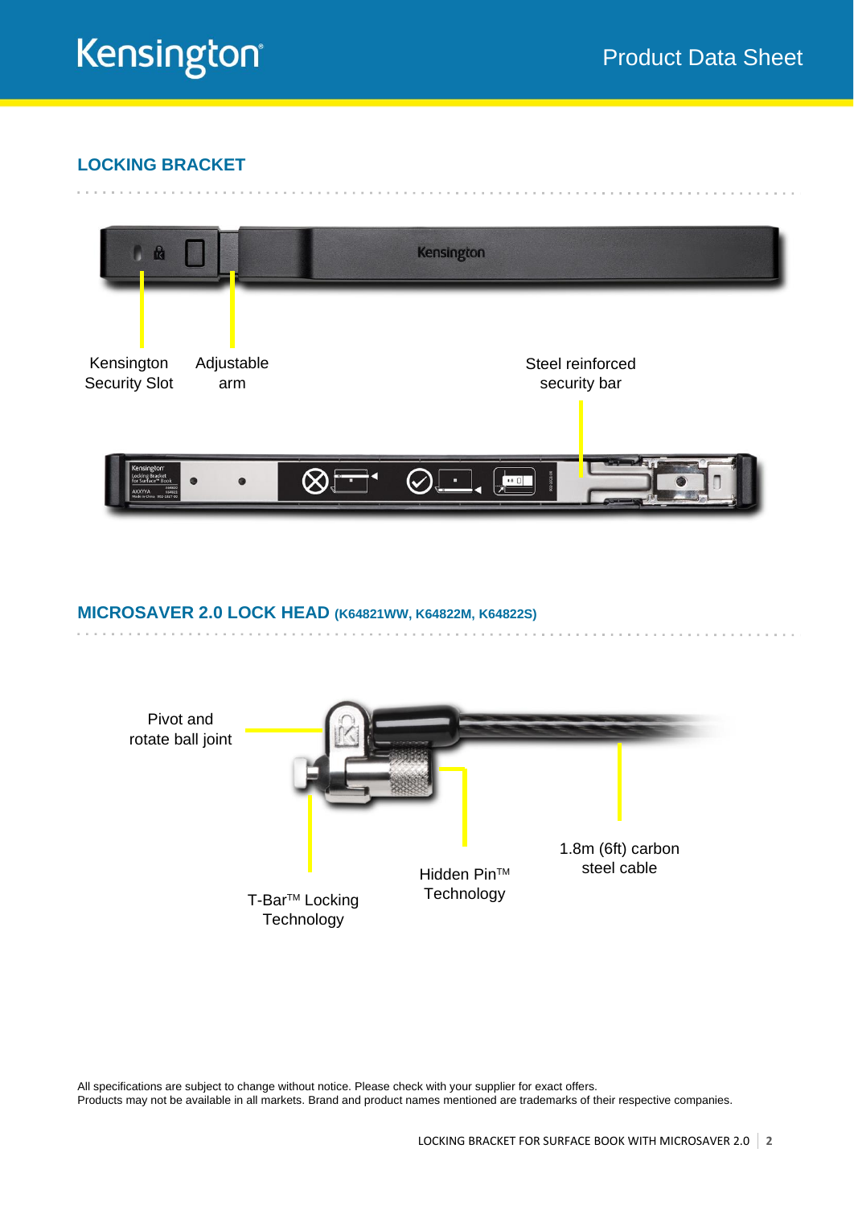## LOCKING BRACKET

Kensington Security Slot

Adjustable arm

Steel reinforced security bar

## MICROSAVER 2.0 LOCK HEAD (K64821WW, K64822M, K64822S)

Pivot and rotate ball joint

T-Bar™ Locking Technology

Hidden Pin™ Technology

1.8m (6ft) carbon steel cable

All specifications are subject to change without notice. Please check with your supplier for exact offers.
Products may not be available in all markets. Brand and product names mentioned are trademarks of their respective companies.